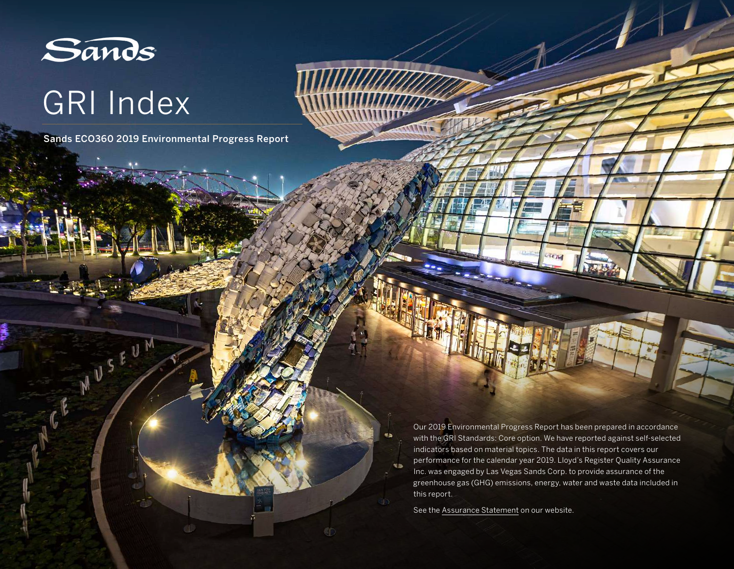Sands

# GRI Index

**Sands ECO360 2019 Environmental Progress Report**

Our 2019 Environmental Progress Report has been prepared in accordance with the GRI Standards: Core option. We have reported against self-selected indicators based on material topics. The data in this report covers our performance for the calendar year 2019. Lloyd's Register Quality Assurance Inc. was engaged by Las Vegas Sands Corp. to provide assurance of the greenhouse gas (GHG) emissions, energy, water and waste data included in this report.

See the Assurance Statement on our website.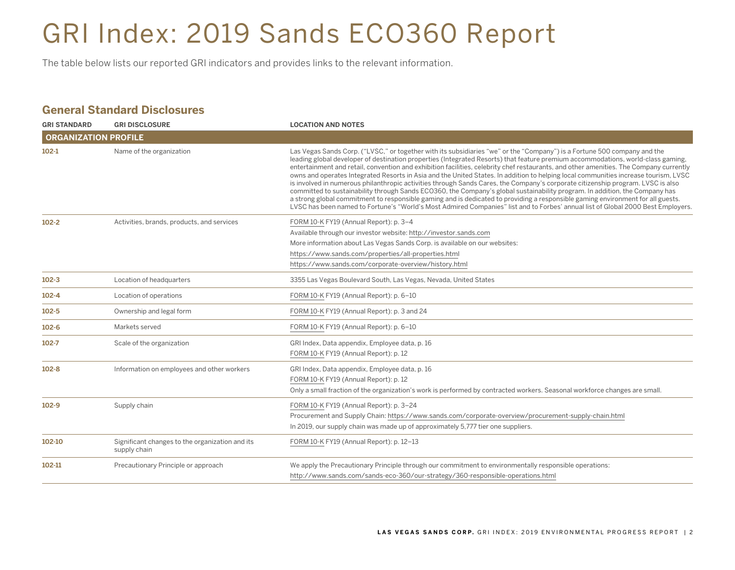# GRI Index: 2019 Sands ECO360 Report

The table below lists our reported GRI indicators and provides links to the relevant information.

## General Standard Disclosures

| GRI STANDARD | GRI DISCLOSURE | LOCATION AND NOTES |
|---|---|---|
| **ORGANIZATION PROFILE** | | |
| **102-1** | Name of the organization | Las Vegas Sands Corp. ("LVSC," or together with its subsidiaries "we" or the "Company") is a Fortune 500 company and the leading global developer of destination properties (Integrated Resorts) that feature premium accommodations, world-class gaming, entertainment and retail, convention and exhibition facilities, celebrity chef restaurants, and other amenities. The Company currently owns and operates Integrated Resorts in Asia and the United States. In addition to helping local communities increase tourism, LVSC is involved in numerous philanthropic activities through Sands Cares, the Company's corporate citizenship program. LVSC is also committed to sustainability through Sands ECO360, the Company's global sustainability program. In addition, the Company has a strong global commitment to responsible gaming and is dedicated to providing a responsible gaming environment for all guests. LVSC has been named to Fortune's "World's Most Admired Companies" list and to Forbes' annual list of Global 2000 Best Employers. |
| **102-2** | Activities, brands, products, and services | FORM 10-K FY19 (Annual Report): p. 3–4<br>Available through our investor website: http://investor.sands.com<br>More information about Las Vegas Sands Corp. is available on our websites:<br>https://www.sands.com/properties/all-properties.html<br>https://www.sands.com/corporate-overview/history.html |
| **102-3** | Location of headquarters | 3355 Las Vegas Boulevard South, Las Vegas, Nevada, United States |
| **102-4** | Location of operations | FORM 10-K FY19 (Annual Report): p. 6–10 |
| **102-5** | Ownership and legal form | FORM 10-K FY19 (Annual Report): p. 3 and 24 |
| **102-6** | Markets served | FORM 10-K FY19 (Annual Report): p. 6–10 |
| **102-7** | Scale of the organization | GRI Index, Data appendix, Employee data, p. 16<br>FORM 10-K FY19 (Annual Report): p. 12 |
| **102-8** | Information on employees and other workers | GRI Index, Data appendix, Employee data, p. 16<br>FORM 10-K FY19 (Annual Report): p. 12<br>Only a small fraction of the organization's work is performed by contracted workers. Seasonal workforce changes are small. |
| **102-9** | Supply chain | FORM 10-K FY19 (Annual Report): p. 3–24<br>Procurement and Supply Chain: https://www.sands.com/corporate-overview/procurement-supply-chain.html<br>In 2019, our supply chain was made up of approximately 5,777 tier one suppliers. |
| **102-10** | Significant changes to the organization and its supply chain | FORM 10-K FY19 (Annual Report): p. 12–13 |
| **102-11** | Precautionary Principle or approach | We apply the Precautionary Principle through our commitment to environmentally responsible operations:<br>http://www.sands.com/sands-eco-360/our-strategy/360-responsible-operations.html |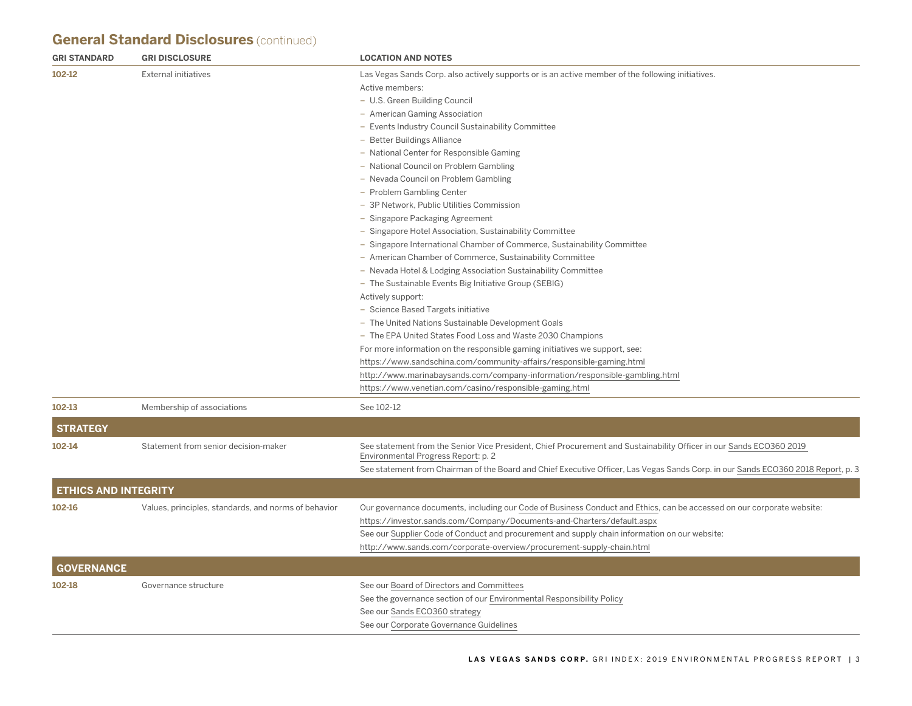## General Standard Disclosures (continued)

| GRI STANDARD | GRI DISCLOSURE | LOCATION AND NOTES |
|---|---|---|
| 102-12 | External initiatives | Las Vegas Sands Corp. also actively supports or is an active member of the following initiatives.<br>Active members:<br>– U.S. Green Building Council<br>– American Gaming Association<br>– Events Industry Council Sustainability Committee<br>– Better Buildings Alliance<br>– National Center for Responsible Gaming<br>– National Council on Problem Gambling<br>– Nevada Council on Problem Gambling<br>– Problem Gambling Center<br>– 3P Network, Public Utilities Commission<br>– Singapore Packaging Agreement<br>– Singapore Hotel Association, Sustainability Committee<br>– Singapore International Chamber of Commerce, Sustainability Committee<br>– American Chamber of Commerce, Sustainability Committee<br>– Nevada Hotel & Lodging Association Sustainability Committee<br>– The Sustainable Events Big Initiative Group (SEBIG)<br>Actively support:<br>– Science Based Targets initiative<br>– The United Nations Sustainable Development Goals<br>– The EPA United States Food Loss and Waste 2030 Champions<br>For more information on the responsible gaming initiatives we support, see:<br>https://www.sandschina.com/community-affairs/responsible-gaming.html<br>http://www.marinabaysands.com/company-information/responsible-gambling.html<br>https://www.venetian.com/casino/responsible-gaming.html |
| 102-13 | Membership of associations | See 102-12 |
| **STRATEGY** | | |
| 102-14 | Statement from senior decision-maker | See statement from the Senior Vice President, Chief Procurement and Sustainability Officer in our Sands ECO360 2019 Environmental Progress Report: p. 2<br>See statement from Chairman of the Board and Chief Executive Officer, Las Vegas Sands Corp. in our Sands ECO360 2018 Report, p. 3 |
| **ETHICS AND INTEGRITY** | | |
| 102-16 | Values, principles, standards, and norms of behavior | Our governance documents, including our Code of Business Conduct and Ethics, can be accessed on our corporate website:<br>https://investor.sands.com/Company/Documents-and-Charters/default.aspx<br>See our Supplier Code of Conduct and procurement and supply chain information on our website:<br>http://www.sands.com/corporate-overview/procurement-supply-chain.html |
| **GOVERNANCE** | | |
| 102-18 | Governance structure | See our Board of Directors and Committees<br>See the governance section of our Environmental Responsibility Policy<br>See our Sands ECO360 strategy<br>See our Corporate Governance Guidelines |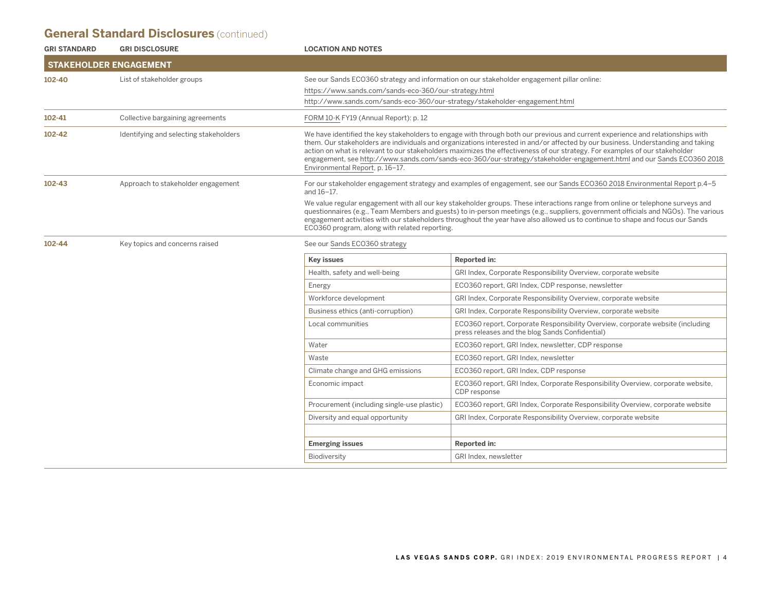## General Standard Disclosures (continued)

| GRI STANDARD | GRI DISCLOSURE | LOCATION AND NOTES |
|---|---|---|
| **STAKEHOLDER ENGAGEMENT** | | |
| 102-40 | List of stakeholder groups | See our Sands ECO360 strategy and information on our stakeholder engagement pillar online: https://www.sands.com/sands-eco-360/our-strategy.html http://www.sands.com/sands-eco-360/our-strategy/stakeholder-engagement.html |
| 102-41 | Collective bargaining agreements | FORM 10-K FY19 (Annual Report): p. 12 |
| 102-42 | Identifying and selecting stakeholders | We have identified the key stakeholders to engage with through both our previous and current experience and relationships with them. Our stakeholders are individuals and organizations interested in and/or affected by our business. Understanding and taking action on what is relevant to our stakeholders maximizes the effectiveness of our strategy. For examples of our stakeholder engagement, see http://www.sands.com/sands-eco-360/our-strategy/stakeholder-engagement.html and our Sands ECO360 2018 Environmental Report, p. 16–17. |
| 102-43 | Approach to stakeholder engagement | For our stakeholder engagement strategy and examples of engagement, see our Sands ECO360 2018 Environmental Report p.4–5 and 16–17. We value regular engagement with all our key stakeholder groups. These interactions range from online or telephone surveys and questionnaires (e.g., Team Members and guests) to in-person meetings (e.g., suppliers, government officials and NGOs). The various engagement activities with our stakeholders throughout the year have also allowed us to continue to shape and focus our Sands ECO360 program, along with related reporting. |
| 102-44 | Key topics and concerns raised | See our Sands ECO360 strategy |

| Key issues | Reported in: |
|---|---|
| Health, safety and well-being | GRI Index, Corporate Responsibility Overview, corporate website |
| Energy | ECO360 report, GRI Index, CDP response, newsletter |
| Workforce development | GRI Index, Corporate Responsibility Overview, corporate website |
| Business ethics (anti-corruption) | GRI Index, Corporate Responsibility Overview, corporate website |
| Local communities | ECO360 report, Corporate Responsibility Overview, corporate website (including press releases and the blog Sands Confidential) |
| Water | ECO360 report, GRI Index, newsletter, CDP response |
| Waste | ECO360 report, GRI Index, newsletter |
| Climate change and GHG emissions | ECO360 report, GRI Index, CDP response |
| Economic impact | ECO360 report, GRI Index, Corporate Responsibility Overview, corporate website, CDP response |
| Procurement (including single-use plastic) | ECO360 report, GRI Index, Corporate Responsibility Overview, corporate website |
| Diversity and equal opportunity | GRI Index, Corporate Responsibility Overview, corporate website |
| | |
| **Emerging issues** | **Reported in:** |
| Biodiversity | GRI Index, newsletter |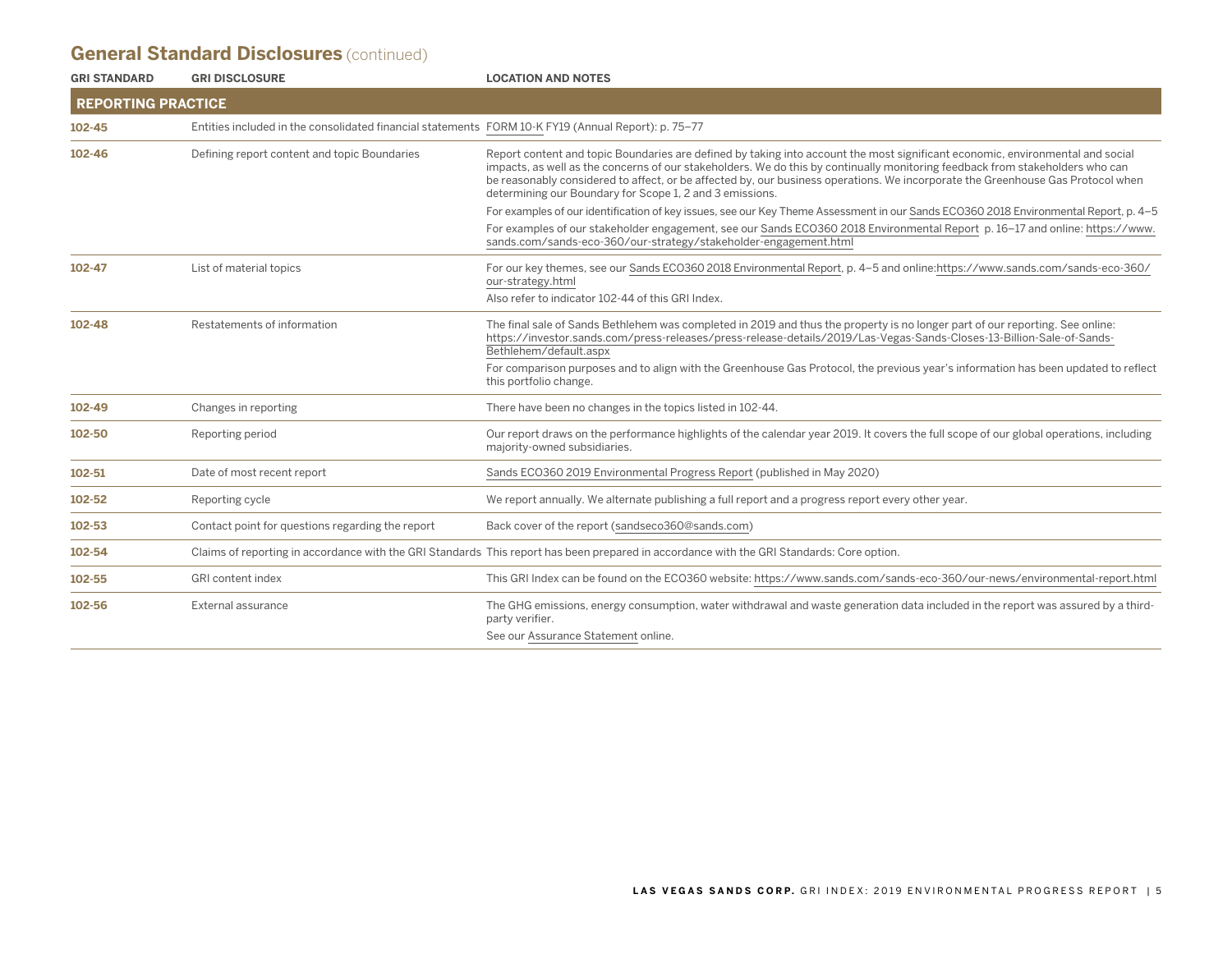## General Standard Disclosures (continued)

| GRI STANDARD | GRI DISCLOSURE | LOCATION AND NOTES |
|---|---|---|
| **REPORTING PRACTICE** | | |
| **102-45** | Entities included in the consolidated financial statements | FORM 10-K FY19 (Annual Report): p. 75–77 |
| **102-46** | Defining report content and topic Boundaries | Report content and topic Boundaries are defined by taking into account the most significant economic, environmental and social impacts, as well as the concerns of our stakeholders. We do this by continually monitoring feedback from stakeholders who can be reasonably considered to affect, or be affected by, our business operations. We incorporate the Greenhouse Gas Protocol when determining our Boundary for Scope 1, 2 and 3 emissions.<br>For examples of our identification of key issues, see our Key Theme Assessment in our Sands ECO360 2018 Environmental Report, p. 4–5<br>For examples of our stakeholder engagement, see our Sands ECO360 2018 Environmental Report p. 16–17 and online: https://www.sands.com/sands-eco-360/our-strategy/stakeholder-engagement.html |
| **102-47** | List of material topics | For our key themes, see our Sands ECO360 2018 Environmental Report, p. 4–5 and online:https://www.sands.com/sands-eco-360/our-strategy.html<br>Also refer to indicator 102-44 of this GRI Index. |
| **102-48** | Restatements of information | The final sale of Sands Bethlehem was completed in 2019 and thus the property is no longer part of our reporting. See online: https://investor.sands.com/press-releases/press-release-details/2019/Las-Vegas-Sands-Closes-13-Billion-Sale-of-Sands-Bethlehem/default.aspx<br>For comparison purposes and to align with the Greenhouse Gas Protocol, the previous year's information has been updated to reflect this portfolio change. |
| **102-49** | Changes in reporting | There have been no changes in the topics listed in 102-44. |
| **102-50** | Reporting period | Our report draws on the performance highlights of the calendar year 2019. It covers the full scope of our global operations, including majority-owned subsidiaries. |
| **102-51** | Date of most recent report | Sands ECO360 2019 Environmental Progress Report (published in May 2020) |
| **102-52** | Reporting cycle | We report annually. We alternate publishing a full report and a progress report every other year. |
| **102-53** | Contact point for questions regarding the report | Back cover of the report (sandseco360@sands.com) |
| **102-54** | Claims of reporting in accordance with the GRI Standards | This report has been prepared in accordance with the GRI Standards: Core option. |
| **102-55** | GRI content index | This GRI Index can be found on the ECO360 website: https://www.sands.com/sands-eco-360/our-news/environmental-report.html |
| **102-56** | External assurance | The GHG emissions, energy consumption, water withdrawal and waste generation data included in the report was assured by a third-party verifier.<br>See our Assurance Statement online. |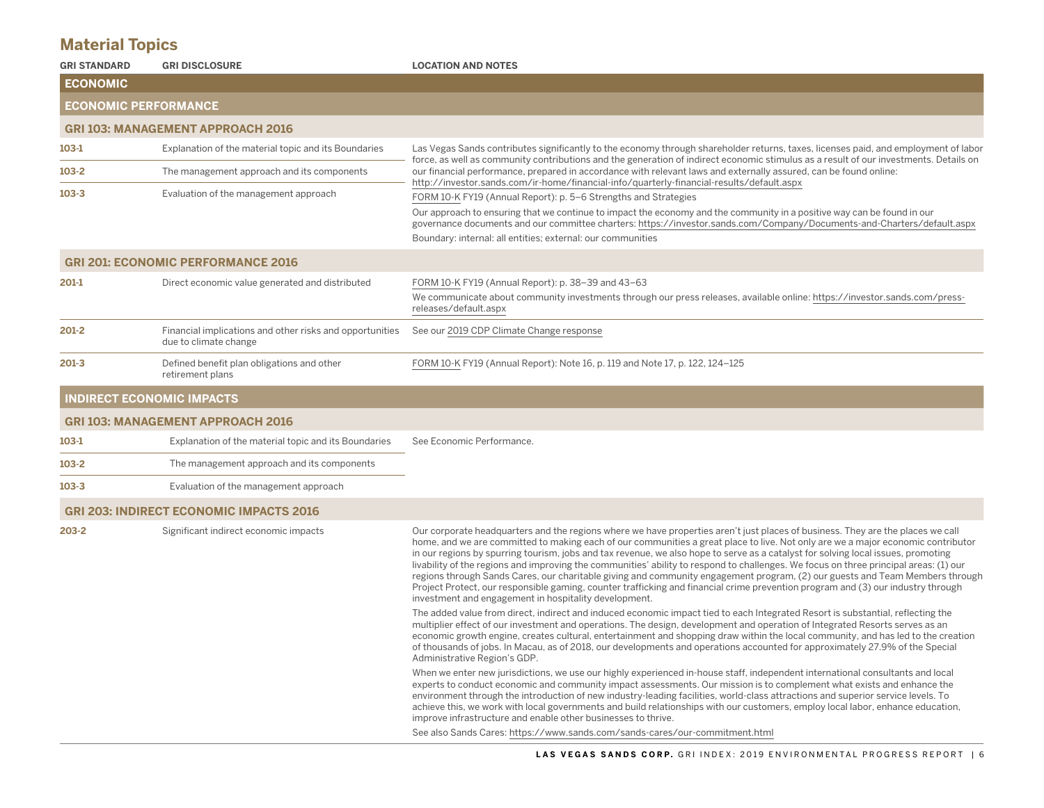## Material Topics

| GRI STANDARD | GRI DISCLOSURE | LOCATION AND NOTES |
|---|---|---|
| **ECONOMIC** | | |
| **ECONOMIC PERFORMANCE** | | |
| **GRI 103: MANAGEMENT APPROACH 2016** | | |
| 103-1 | Explanation of the material topic and its Boundaries | Las Vegas Sands contributes significantly to the economy through shareholder returns, taxes, licenses paid, and employment of labor force, as well as community contributions and the generation of indirect economic stimulus as a result of our investments. Details on our financial performance, prepared in accordance with relevant laws and externally assured, can be found online: http://investor.sands.com/ir-home/financial-info/quarterly-financial-results/default.aspx<br>FORM 10-K FY19 (Annual Report): p. 5–6 Strengths and Strategies<br>Our approach to ensuring that we continue to impact the economy and the community in a positive way can be found in our governance documents and our committee charters: https://investor.sands.com/Company/Documents-and-Charters/default.aspx<br>Boundary: internal: all entities; external: our communities |
| 103-2 | The management approach and its components | |
| 103-3 | Evaluation of the management approach | |
| **GRI 201: ECONOMIC PERFORMANCE 2016** | | |
| 201-1 | Direct economic value generated and distributed | FORM 10-K FY19 (Annual Report): p. 38–39 and 43–63<br>We communicate about community investments through our press releases, available online: https://investor.sands.com/press-releases/default.aspx |
| 201-2 | Financial implications and other risks and opportunities due to climate change | See our 2019 CDP Climate Change response |
| 201-3 | Defined benefit plan obligations and other retirement plans | FORM 10-K FY19 (Annual Report): Note 16, p. 119 and Note 17, p. 122, 124–125 |
| **INDIRECT ECONOMIC IMPACTS** | | |
| **GRI 103: MANAGEMENT APPROACH 2016** | | |
| 103-1 | Explanation of the material topic and its Boundaries | See Economic Performance. |
| 103-2 | The management approach and its components | |
| 103-3 | Evaluation of the management approach | |
| **GRI 203: INDIRECT ECONOMIC IMPACTS 2016** | | |
| 203-2 | Significant indirect economic impacts | Our corporate headquarters and the regions where we have properties aren't just places of business. They are the places we call home, and we are committed to making each of our communities a great place to live. Not only are we a major economic contributor in our regions by spurring tourism, jobs and tax revenue, we also hope to serve as a catalyst for solving local issues, promoting livability of the regions and improving the communities' ability to respond to challenges. We focus on three principal areas: (1) our regions through Sands Cares, our charitable giving and community engagement program, (2) our guests and Team Members through Project Protect, our responsible gaming, counter trafficking and financial crime prevention program and (3) our industry through investment and engagement in hospitality development.<br>The added value from direct, indirect and induced economic impact tied to each Integrated Resort is substantial, reflecting the multiplier effect of our investment and operations. The design, development and operation of Integrated Resorts serves as an economic growth engine, creates cultural, entertainment and shopping draw within the local community, and has led to the creation of thousands of jobs. In Macau, as of 2018, our developments and operations accounted for approximately 27.9% of the Special Administrative Region's GDP.<br>When we enter new jurisdictions, we use our highly experienced in-house staff, independent international consultants and local experts to conduct economic and community impact assessments. Our mission is to complement what exists and enhance the environment through the introduction of new industry-leading facilities, world-class attractions and superior service levels. To achieve this, we work with local governments and build relationships with our customers, employ local labor, enhance education, improve infrastructure and enable other businesses to thrive.<br>See also Sands Cares: https://www.sands.com/sands-cares/our-commitment.html |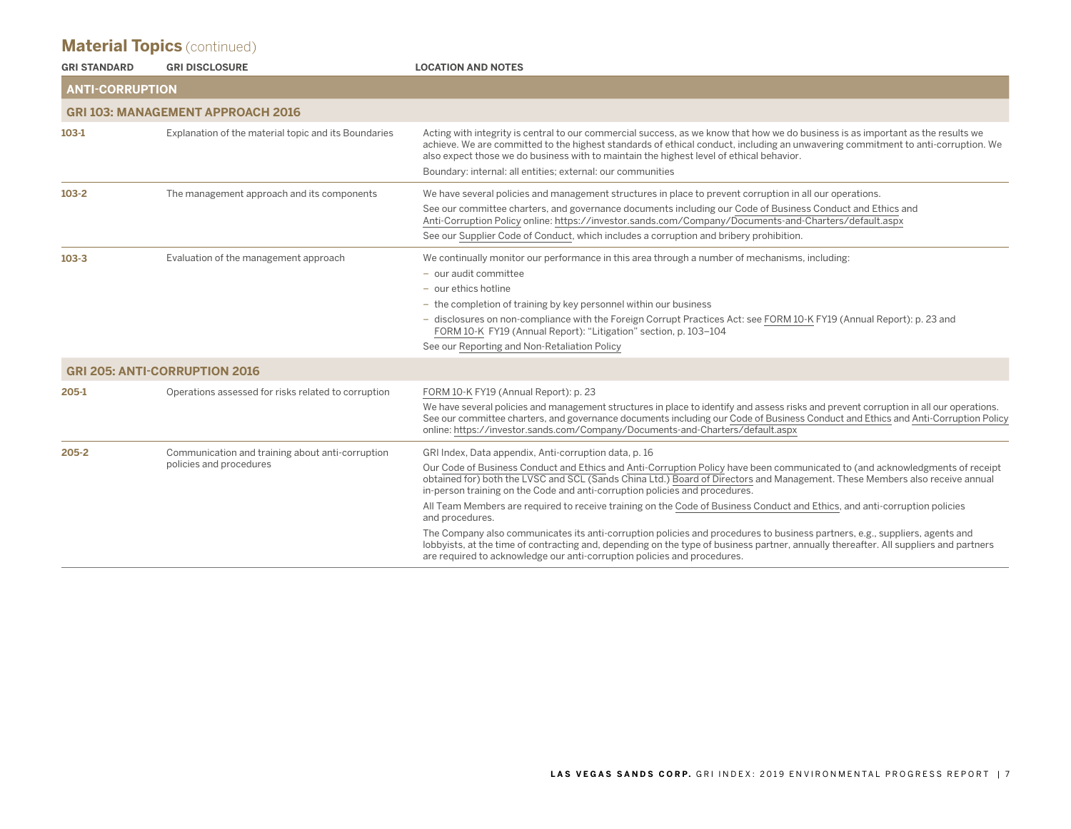## Material Topics (continued)

| GRI STANDARD | GRI DISCLOSURE | LOCATION AND NOTES |
|---|---|---|
| **ANTI-CORRUPTION** | | |
| **GRI 103: MANAGEMENT APPROACH 2016** | | |
| 103-1 | Explanation of the material topic and its Boundaries | Acting with integrity is central to our commercial success, as we know that how we do business is as important as the results we achieve. We are committed to the highest standards of ethical conduct, including an unwavering commitment to anti-corruption. We also expect those we do business with to maintain the highest level of ethical behavior.<br>Boundary: internal: all entities; external: our communities |
| 103-2 | The management approach and its components | We have several policies and management structures in place to prevent corruption in all our operations.<br>See our committee charters, and governance documents including our Code of Business Conduct and Ethics and Anti-Corruption Policy online: https://investor.sands.com/Company/Documents-and-Charters/default.aspx<br>See our Supplier Code of Conduct, which includes a corruption and bribery prohibition. |
| 103-3 | Evaluation of the management approach | We continually monitor our performance in this area through a number of mechanisms, including:<br>– our audit committee<br>– our ethics hotline<br>– the completion of training by key personnel within our business<br>– disclosures on non-compliance with the Foreign Corrupt Practices Act: see FORM 10-K FY19 (Annual Report): p. 23 and FORM 10-K FY19 (Annual Report): "Litigation" section, p. 103–104<br>See our Reporting and Non-Retaliation Policy |
| **GRI 205: ANTI-CORRUPTION 2016** | | |
| 205-1 | Operations assessed for risks related to corruption | FORM 10-K FY19 (Annual Report): p. 23<br>We have several policies and management structures in place to identify and assess risks and prevent corruption in all our operations. See our committee charters, and governance documents including our Code of Business Conduct and Ethics and Anti-Corruption Policy online: https://investor.sands.com/Company/Documents-and-Charters/default.aspx |
| 205-2 | Communication and training about anti-corruption policies and procedures | GRI Index, Data appendix, Anti-corruption data, p. 16<br>Our Code of Business Conduct and Ethics and Anti-Corruption Policy have been communicated to (and acknowledgments of receipt obtained for) both the LVSC and SCL (Sands China Ltd.) Board of Directors and Management. These Members also receive annual in-person training on the Code and anti-corruption policies and procedures.<br>All Team Members are required to receive training on the Code of Business Conduct and Ethics, and anti-corruption policies and procedures.<br>The Company also communicates its anti-corruption policies and procedures to business partners, e.g., suppliers, agents and lobbyists, at the time of contracting and, depending on the type of business partner, annually thereafter. All suppliers and partners are required to acknowledge our anti-corruption policies and procedures. |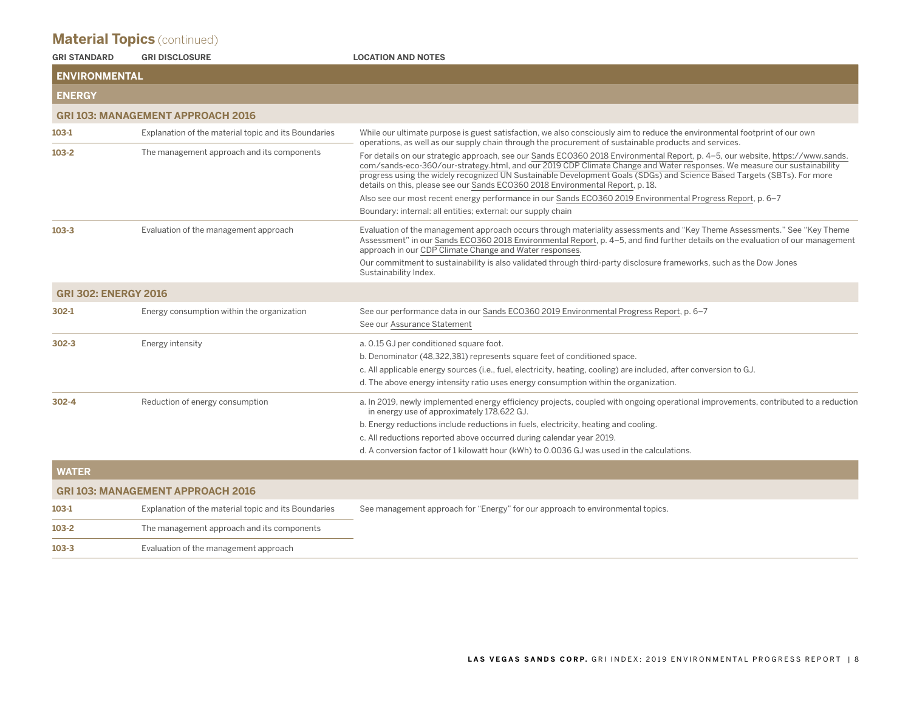## Material Topics (continued)

| GRI STANDARD | GRI DISCLOSURE | LOCATION AND NOTES |
|---|---|---|
| **ENVIRONMENTAL** | | |
| **ENERGY** | | |
| **GRI 103: MANAGEMENT APPROACH 2016** | | |
| 103-1 | Explanation of the material topic and its Boundaries | While our ultimate purpose is guest satisfaction, we also consciously aim to reduce the environmental footprint of our own operations, as well as our supply chain through the procurement of sustainable products and services.<br>For details on our strategic approach, see our Sands ECO360 2018 Environmental Report, p. 4–5, our website, https://www.sands.com/sands-eco-360/our-strategy.html, and our 2019 CDP Climate Change and Water responses. We measure our sustainability progress using the widely recognized UN Sustainable Development Goals (SDGs) and Science Based Targets (SBTs). For more details on this, please see our Sands ECO360 2018 Environmental Report, p. 18.<br>Also see our most recent energy performance in our Sands ECO360 2019 Environmental Progress Report, p. 6–7<br>Boundary: internal: all entities; external: our supply chain |
| 103-2 | The management approach and its components | |
| 103-3 | Evaluation of the management approach | Evaluation of the management approach occurs through materiality assessments and "Key Theme Assessments." See "Key Theme Assessment" in our Sands ECO360 2018 Environmental Report, p. 4–5, and find further details on the evaluation of our management approach in our CDP Climate Change and Water responses.<br>Our commitment to sustainability is also validated through third-party disclosure frameworks, such as the Dow Jones Sustainability Index. |
| **GRI 302: ENERGY 2016** | | |
| 302-1 | Energy consumption within the organization | See our performance data in our Sands ECO360 2019 Environmental Progress Report, p. 6–7<br>See our Assurance Statement |
| 302-3 | Energy intensity | a. 0.15 GJ per conditioned square foot.<br>b. Denominator (48,322,381) represents square feet of conditioned space.<br>c. All applicable energy sources (i.e., fuel, electricity, heating, cooling) are included, after conversion to GJ.<br>d. The above energy intensity ratio uses energy consumption within the organization. |
| 302-4 | Reduction of energy consumption | a. In 2019, newly implemented energy efficiency projects, coupled with ongoing operational improvements, contributed to a reduction in energy use of approximately 178,622 GJ.<br>b. Energy reductions include reductions in fuels, electricity, heating and cooling.<br>c. All reductions reported above occurred during calendar year 2019.<br>d. A conversion factor of 1 kilowatt hour (kWh) to 0.0036 GJ was used in the calculations. |
| **WATER** | | |
| **GRI 103: MANAGEMENT APPROACH 2016** | | |
| 103-1 | Explanation of the material topic and its Boundaries | See management approach for "Energy" for our approach to environmental topics. |
| 103-2 | The management approach and its components | |
| 103-3 | Evaluation of the management approach | |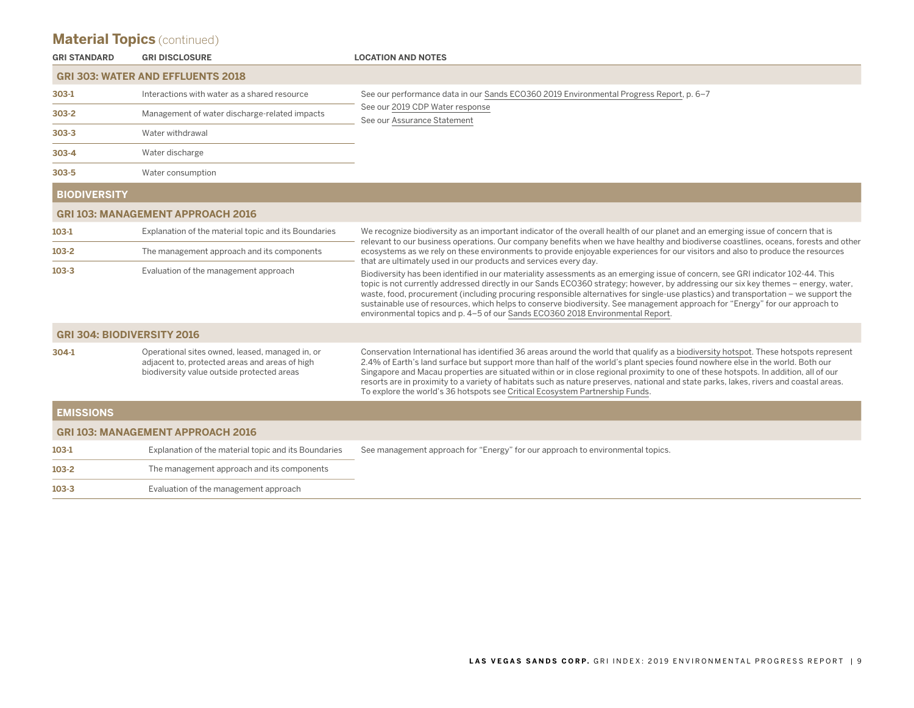## Material Topics (continued)

| GRI STANDARD | GRI DISCLOSURE | LOCATION AND NOTES |
|---|---|---|
| **GRI 303: WATER AND EFFLUENTS 2018** | | |
| 303-1 | Interactions with water as a shared resource | See our performance data in our Sands ECO360 2019 Environmental Progress Report, p. 6–7<br>See our 2019 CDP Water response<br>See our Assurance Statement |
| 303-2 | Management of water discharge-related impacts | |
| 303-3 | Water withdrawal | |
| 303-4 | Water discharge | |
| 303-5 | Water consumption | |
| **BIODIVERSITY** | | |
| **GRI 103: MANAGEMENT APPROACH 2016** | | |
| 103-1 | Explanation of the material topic and its Boundaries | We recognize biodiversity as an important indicator of the overall health of our planet and an emerging issue of concern that is relevant to our business operations. Our company benefits when we have healthy and biodiverse coastlines, oceans, forests and other ecosystems as we rely on these environments to provide enjoyable experiences for our visitors and also to produce the resources that are ultimately used in our products and services every day.<br>Biodiversity has been identified in our materiality assessments as an emerging issue of concern, see GRI indicator 102-44. This topic is not currently addressed directly in our Sands ECO360 strategy; however, by addressing our six key themes – energy, water, waste, food, procurement (including procuring responsible alternatives for single-use plastics) and transportation – we support the sustainable use of resources, which helps to conserve biodiversity. See management approach for "Energy" for our approach to environmental topics and p. 4–5 of our Sands ECO360 2018 Environmental Report. |
| 103-2 | The management approach and its components | |
| 103-3 | Evaluation of the management approach | |
| **GRI 304: BIODIVERSITY 2016** | | |
| 304-1 | Operational sites owned, leased, managed in, or adjacent to, protected areas and areas of high biodiversity value outside protected areas | Conservation International has identified 36 areas around the world that qualify as a biodiversity hotspot. These hotspots represent 2.4% of Earth's land surface but support more than half of the world's plant species found nowhere else in the world. Both our Singapore and Macau properties are situated within or in close regional proximity to one of these hotspots. In addition, all of our resorts are in proximity to a variety of habitats such as nature preserves, national and state parks, lakes, rivers and coastal areas. To explore the world's 36 hotspots see Critical Ecosystem Partnership Funds. |
| **EMISSIONS** | | |
| **GRI 103: MANAGEMENT APPROACH 2016** | | |
| 103-1 | Explanation of the material topic and its Boundaries | See management approach for "Energy" for our approach to environmental topics. |
| 103-2 | The management approach and its components | |
| 103-3 | Evaluation of the management approach | |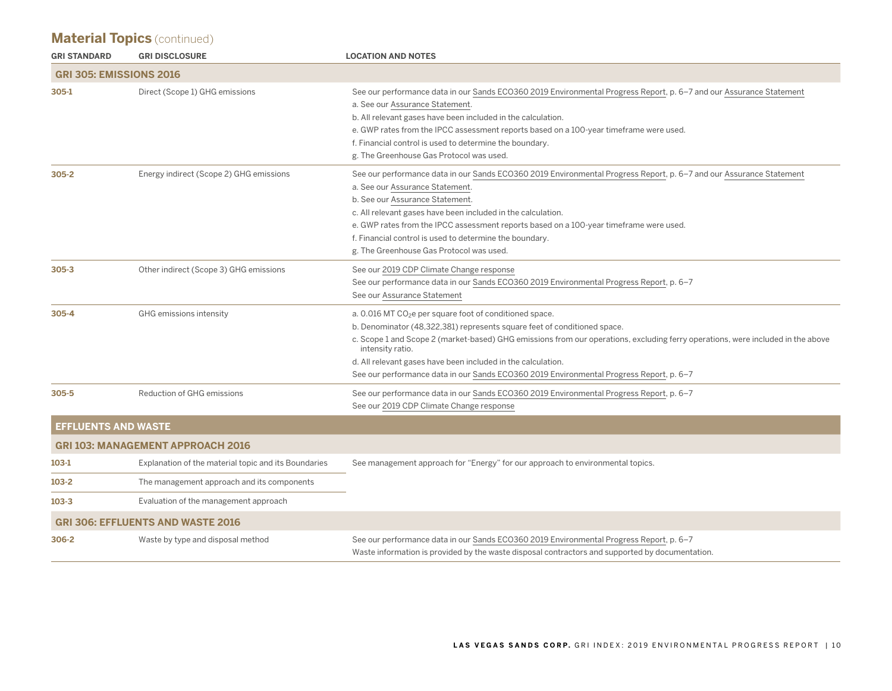## Material Topics (continued)

| GRI STANDARD | GRI DISCLOSURE | LOCATION AND NOTES |
|---|---|---|
| **GRI 305: EMISSIONS 2016** | | |
| 305-1 | Direct (Scope 1) GHG emissions | See our performance data in our Sands ECO360 2019 Environmental Progress Report, p. 6–7 and our Assurance Statement<br>a. See our Assurance Statement.<br>b. All relevant gases have been included in the calculation.<br>e. GWP rates from the IPCC assessment reports based on a 100-year timeframe were used.<br>f. Financial control is used to determine the boundary.<br>g. The Greenhouse Gas Protocol was used. |
| 305-2 | Energy indirect (Scope 2) GHG emissions | See our performance data in our Sands ECO360 2019 Environmental Progress Report, p. 6–7 and our Assurance Statement<br>a. See our Assurance Statement.<br>b. See our Assurance Statement.<br>c. All relevant gases have been included in the calculation.<br>e. GWP rates from the IPCC assessment reports based on a 100-year timeframe were used.<br>f. Financial control is used to determine the boundary.<br>g. The Greenhouse Gas Protocol was used. |
| 305-3 | Other indirect (Scope 3) GHG emissions | See our 2019 CDP Climate Change response<br>See our performance data in our Sands ECO360 2019 Environmental Progress Report, p. 6–7<br>See our Assurance Statement |
| 305-4 | GHG emissions intensity | a. 0.016 MT $CO_2e$ per square foot of conditioned space.<br>b. Denominator (48,322,381) represents square feet of conditioned space.<br>c. Scope 1 and Scope 2 (market-based) GHG emissions from our operations, excluding ferry operations, were included in the above intensity ratio.<br>d. All relevant gases have been included in the calculation.<br>See our performance data in our Sands ECO360 2019 Environmental Progress Report, p. 6–7 |
| 305-5 | Reduction of GHG emissions | See our performance data in our Sands ECO360 2019 Environmental Progress Report, p. 6–7<br>See our 2019 CDP Climate Change response |
| **EFFLUENTS AND WASTE** | | |
| **GRI 103: MANAGEMENT APPROACH 2016** | | |
| 103-1 | Explanation of the material topic and its Boundaries | See management approach for “Energy” for our approach to environmental topics. |
| 103-2 | The management approach and its components | |
| 103-3 | Evaluation of the management approach | |
| **GRI 306: EFFLUENTS AND WASTE 2016** | | |
| 306-2 | Waste by type and disposal method | See our performance data in our Sands ECO360 2019 Environmental Progress Report, p. 6–7<br>Waste information is provided by the waste disposal contractors and supported by documentation. |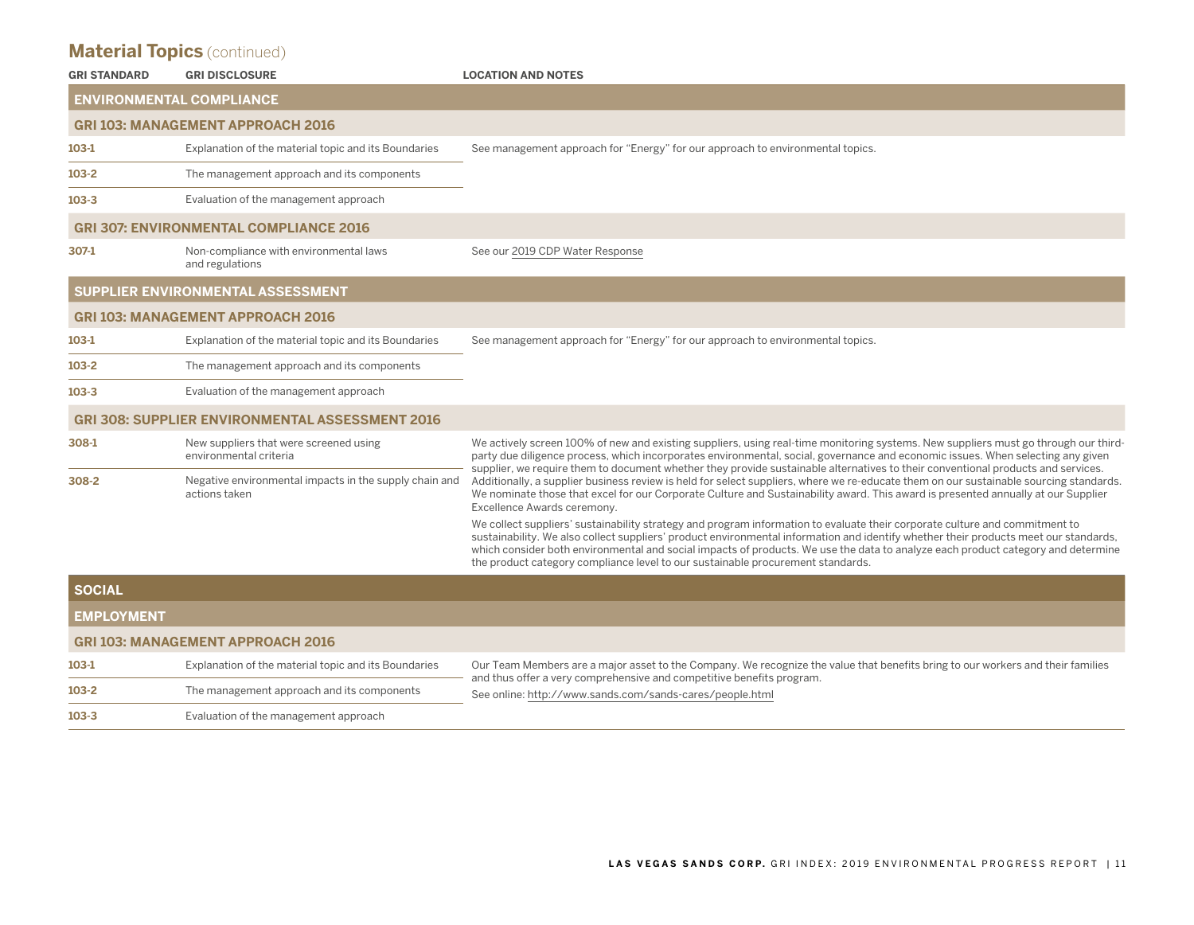## Material Topics (continued)

| GRI STANDARD | GRI DISCLOSURE | LOCATION AND NOTES |
|---|---|---|
| **ENVIRONMENTAL COMPLIANCE** | | |
| **GRI 103: MANAGEMENT APPROACH 2016** | | |
| 103-1 | Explanation of the material topic and its Boundaries | See management approach for "Energy" for our approach to environmental topics. |
| 103-2 | The management approach and its components | |
| 103-3 | Evaluation of the management approach | |
| **GRI 307: ENVIRONMENTAL COMPLIANCE 2016** | | |
| 307-1 | Non-compliance with environmental laws and regulations | See our 2019 CDP Water Response |
| **SUPPLIER ENVIRONMENTAL ASSESSMENT** | | |
| **GRI 103: MANAGEMENT APPROACH 2016** | | |
| 103-1 | Explanation of the material topic and its Boundaries | See management approach for "Energy" for our approach to environmental topics. |
| 103-2 | The management approach and its components | |
| 103-3 | Evaluation of the management approach | |
| **GRI 308: SUPPLIER ENVIRONMENTAL ASSESSMENT 2016** | | |
| 308-1 | New suppliers that were screened using environmental criteria | We actively screen 100% of new and existing suppliers, using real-time monitoring systems. New suppliers must go through our third-party due diligence process, which incorporates environmental, social, governance and economic issues. When selecting any given supplier, we require them to document whether they provide sustainable alternatives to their conventional products and services. Additionally, a supplier business review is held for select suppliers, where we re-educate them on our sustainable sourcing standards. We nominate those that excel for our Corporate Culture and Sustainability award. This award is presented annually at our Supplier Excellence Awards ceremony.<br><br>We collect suppliers' sustainability strategy and program information to evaluate their corporate culture and commitment to sustainability. We also collect suppliers' product environmental information and identify whether their products meet our standards, which consider both environmental and social impacts of products. We use the data to analyze each product category and determine the product category compliance level to our sustainable procurement standards. |
| 308-2 | Negative environmental impacts in the supply chain and actions taken | |
| **SOCIAL** | | |
| **EMPLOYMENT** | | |
| **GRI 103: MANAGEMENT APPROACH 2016** | | |
| 103-1 | Explanation of the material topic and its Boundaries | Our Team Members are a major asset to the Company. We recognize the value that benefits bring to our workers and their families and thus offer a very comprehensive and competitive benefits program.<br><br>See online: http://www.sands.com/sands-cares/people.html |
| 103-2 | The management approach and its components | |
| 103-3 | Evaluation of the management approach | |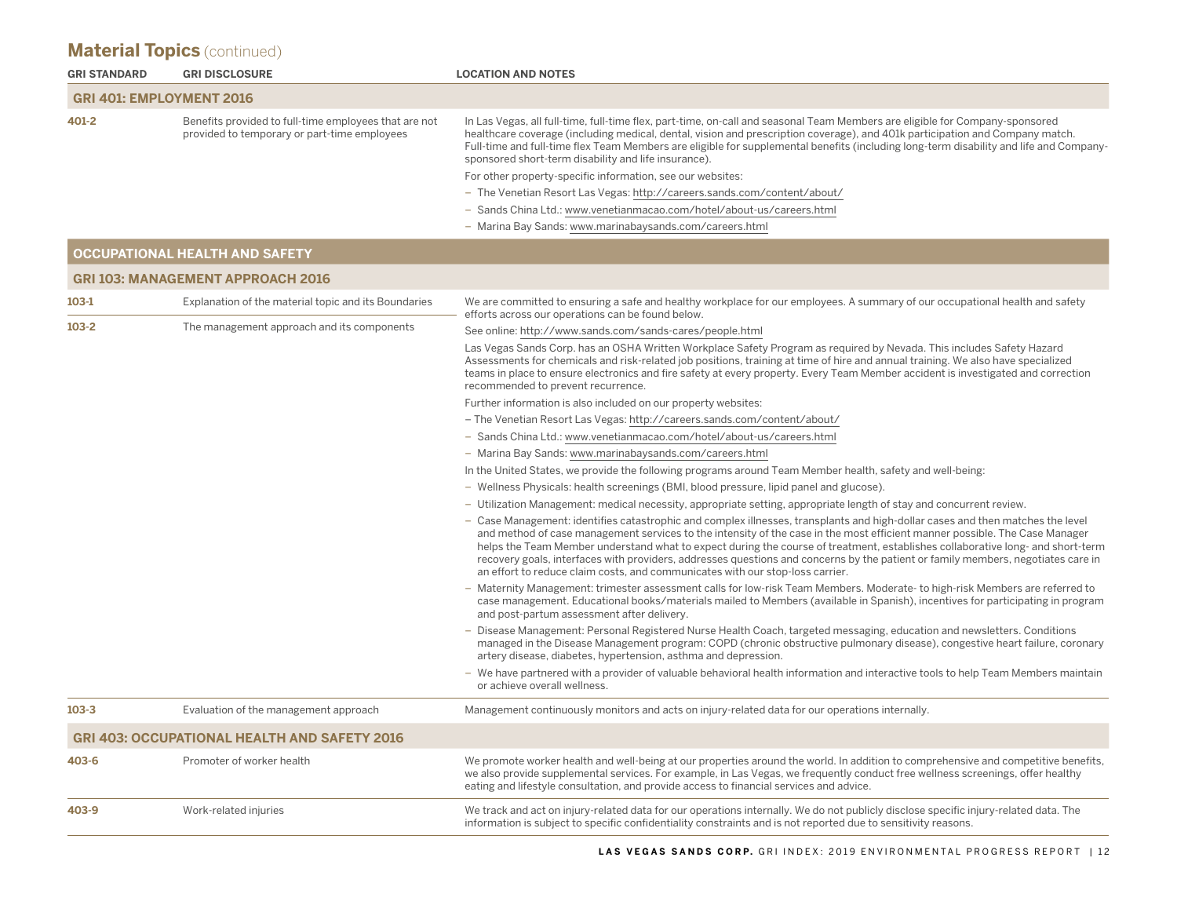## Material Topics (continued)

| GRI STANDARD | GRI DISCLOSURE | LOCATION AND NOTES |
|---|---|---|
| **GRI 401: EMPLOYMENT 2016** | | |
| 401-2 | Benefits provided to full-time employees that are not provided to temporary or part-time employees | In Las Vegas, all full-time, full-time flex, part-time, on-call and seasonal Team Members are eligible for Company-sponsored healthcare coverage (including medical, dental, vision and prescription coverage), and 401k participation and Company match. Full-time and full-time flex Team Members are eligible for supplemental benefits (including long-term disability and life and Company-sponsored short-term disability and life insurance).<br><br>For other property-specific information, see our websites:<br>– The Venetian Resort Las Vegas: http://careers.sands.com/content/about/<br>– Sands China Ltd.: www.venetianmacao.com/hotel/about-us/careers.html<br>– Marina Bay Sands: www.marinabaysands.com/careers.html |
| **OCCUPATIONAL HEALTH AND SAFETY** | | |
| **GRI 103: MANAGEMENT APPROACH 2016** | | |
| 103-1 | Explanation of the material topic and its Boundaries | We are committed to ensuring a safe and healthy workplace for our employees. A summary of our occupational health and safety efforts across our operations can be found below. |
| 103-2 | The management approach and its components | See online: http://www.sands.com/sands-cares/people.html<br><br>Las Vegas Sands Corp. has an OSHA Written Workplace Safety Program as required by Nevada. This includes Safety Hazard Assessments for chemicals and risk-related job positions, training at time of hire and annual training. We also have specialized teams in place to ensure electronics and fire safety at every property. Every Team Member accident is investigated and correction recommended to prevent recurrence.<br><br>Further information is also included on our property websites:<br>– The Venetian Resort Las Vegas: http://careers.sands.com/content/about/<br>– Sands China Ltd.: www.venetianmacao.com/hotel/about-us/careers.html<br>– Marina Bay Sands: www.marinabaysands.com/careers.html<br><br>In the United States, we provide the following programs around Team Member health, safety and well-being:<br>– Wellness Physicals: health screenings (BMI, blood pressure, lipid panel and glucose).<br>– Utilization Management: medical necessity, appropriate setting, appropriate length of stay and concurrent review.<br>– Case Management: identifies catastrophic and complex illnesses, transplants and high-dollar cases and then matches the level and method of case management services to the intensity of the case in the most efficient manner possible. The Case Manager helps the Team Member understand what to expect during the course of treatment, establishes collaborative long- and short-term recovery goals, interfaces with providers, addresses questions and concerns by the patient or family members, negotiates care in an effort to reduce claim costs, and communicates with our stop-loss carrier.<br>– Maternity Management: trimester assessment calls for low-risk Team Members. Moderate- to high-risk Members are referred to case management. Educational books/materials mailed to Members (available in Spanish), incentives for participating in program and post-partum assessment after delivery.<br>– Disease Management: Personal Registered Nurse Health Coach, targeted messaging, education and newsletters. Conditions managed in the Disease Management program: COPD (chronic obstructive pulmonary disease), congestive heart failure, coronary artery disease, diabetes, hypertension, asthma and depression.<br>– We have partnered with a provider of valuable behavioral health information and interactive tools to help Team Members maintain or achieve overall wellness. |
| 103-3 | Evaluation of the management approach | Management continuously monitors and acts on injury-related data for our operations internally. |
| **GRI 403: OCCUPATIONAL HEALTH AND SAFETY 2016** | | |
| 403-6 | Promoter of worker health | We promote worker health and well-being at our properties around the world. In addition to comprehensive and competitive benefits, we also provide supplemental services. For example, in Las Vegas, we frequently conduct free wellness screenings, offer healthy eating and lifestyle consultation, and provide access to financial services and advice. |
| 403-9 | Work-related injuries | We track and act on injury-related data for our operations internally. We do not publicly disclose specific injury-related data. The information is subject to specific confidentiality constraints and is not reported due to sensitivity reasons. |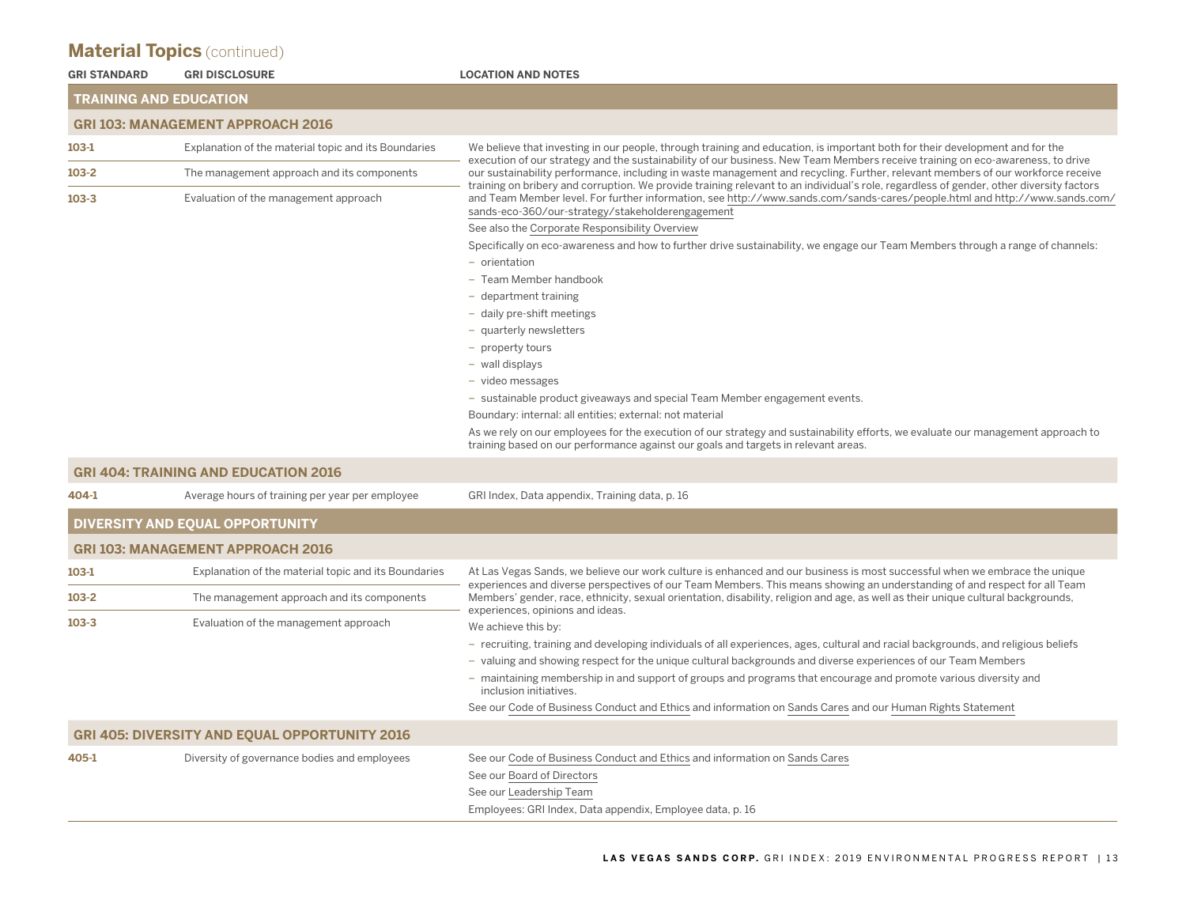## Material Topics (continued)

| GRI STANDARD | GRI DISCLOSURE | LOCATION AND NOTES |
|---|---|---|
| **TRAINING AND EDUCATION** | | |
| **GRI 103: MANAGEMENT APPROACH 2016** | | |
| 103-1 | Explanation of the material topic and its Boundaries | We believe that investing in our people, through training and education, is important both for their development and for the execution of our strategy and the sustainability of our business. New Team Members receive training on eco-awareness, to drive our sustainability performance, including in waste management and recycling. Further, relevant members of our workforce receive training on bribery and corruption. We provide training relevant to an individual's role, regardless of gender, other diversity factors and Team Member level. For further information, see http://www.sands.com/sands-cares/people.html and http://www.sands.com/sands-eco-360/our-strategy/stakeholderengagement<br>See also the Corporate Responsibility Overview<br>Specifically on eco-awareness and how to further drive sustainability, we engage our Team Members through a range of channels:<br>– orientation<br>– Team Member handbook<br>– department training<br>– daily pre-shift meetings<br>– quarterly newsletters<br>– property tours<br>– wall displays<br>– video messages<br>– sustainable product giveaways and special Team Member engagement events.<br>Boundary: internal: all entities; external: not material<br>As we rely on our employees for the execution of our strategy and sustainability efforts, we evaluate our management approach to training based on our performance against our goals and targets in relevant areas. |
| 103-2 | The management approach and its components | |
| 103-3 | Evaluation of the management approach | |
| **GRI 404: TRAINING AND EDUCATION 2016** | | |
| 404-1 | Average hours of training per year per employee | GRI Index, Data appendix, Training data, p. 16 |
| **DIVERSITY AND EQUAL OPPORTUNITY** | | |
| **GRI 103: MANAGEMENT APPROACH 2016** | | |
| 103-1 | Explanation of the material topic and its Boundaries | At Las Vegas Sands, we believe our work culture is enhanced and our business is most successful when we embrace the unique experiences and diverse perspectives of our Team Members. This means showing an understanding of and respect for all Team Members' gender, race, ethnicity, sexual orientation, disability, religion and age, as well as their unique cultural backgrounds, experiences, opinions and ideas.<br>We achieve this by:<br>– recruiting, training and developing individuals of all experiences, ages, cultural and racial backgrounds, and religious beliefs<br>– valuing and showing respect for the unique cultural backgrounds and diverse experiences of our Team Members<br>– maintaining membership in and support of groups and programs that encourage and promote various diversity and inclusion initiatives.<br>See our Code of Business Conduct and Ethics and information on Sands Cares and our Human Rights Statement |
| 103-2 | The management approach and its components | |
| 103-3 | Evaluation of the management approach | |
| **GRI 405: DIVERSITY AND EQUAL OPPORTUNITY 2016** | | |
| 405-1 | Diversity of governance bodies and employees | See our Code of Business Conduct and Ethics and information on Sands Cares<br>See our Board of Directors<br>See our Leadership Team<br>Employees: GRI Index, Data appendix, Employee data, p. 16 |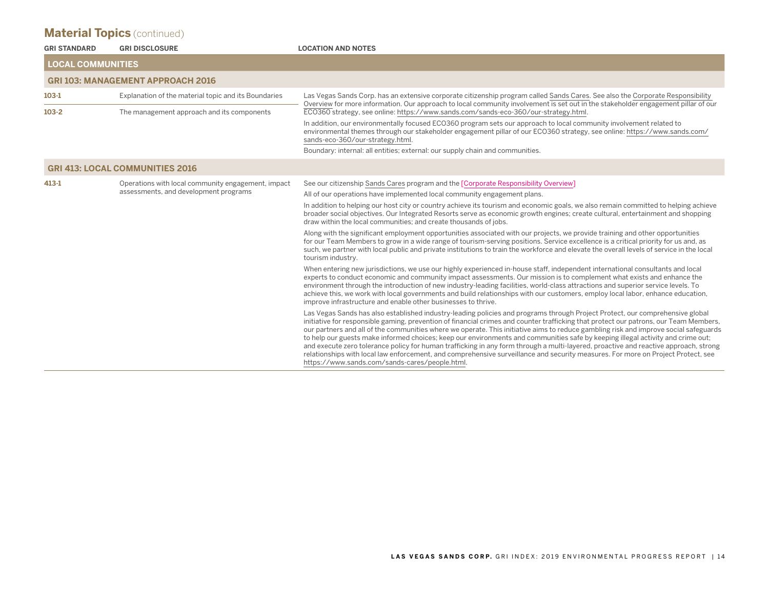## Material Topics (continued)

| GRI STANDARD | GRI DISCLOSURE | LOCATION AND NOTES |
|---|---|---|
| **LOCAL COMMUNITIES** | | |
| **GRI 103: MANAGEMENT APPROACH 2016** | | |
| 103-1 | Explanation of the material topic and its Boundaries | Las Vegas Sands Corp. has an extensive corporate citizenship program called Sands Cares. See also the Corporate Responsibility Overview for more information. Our approach to local community involvement is set out in the stakeholder engagement pillar of our ECO360 strategy, see online: https://www.sands.com/sands-eco-360/our-strategy.html.<br><br>In addition, our environmentally focused ECO360 program sets our approach to local community involvement related to environmental themes through our stakeholder engagement pillar of our ECO360 strategy, see online: https://www.sands.com/sands-eco-360/our-strategy.html.<br><br>Boundary: internal: all entities; external: our supply chain and communities. |
| 103-2 | The management approach and its components | |
| **GRI 413: LOCAL COMMUNITIES 2016** | | |
| 413-1 | Operations with local community engagement, impact assessments, and development programs | See our citizenship Sands Cares program and the [Corporate Responsibility Overview]<br><br>All of our operations have implemented local community engagement plans.<br><br>In addition to helping our host city or country achieve its tourism and economic goals, we also remain committed to helping achieve broader social objectives. Our Integrated Resorts serve as economic growth engines; create cultural, entertainment and shopping draw within the local communities; and create thousands of jobs.<br><br>Along with the significant employment opportunities associated with our projects, we provide training and other opportunities for our Team Members to grow in a wide range of tourism-serving positions. Service excellence is a critical priority for us and, as such, we partner with local public and private institutions to train the workforce and elevate the overall levels of service in the local tourism industry.<br><br>When entering new jurisdictions, we use our highly experienced in-house staff, independent international consultants and local experts to conduct economic and community impact assessments. Our mission is to complement what exists and enhance the environment through the introduction of new industry-leading facilities, world-class attractions and superior service levels. To achieve this, we work with local governments and build relationships with our customers, employ local labor, enhance education, improve infrastructure and enable other businesses to thrive.<br><br>Las Vegas Sands has also established industry-leading policies and programs through Project Protect, our comprehensive global initiative for responsible gaming, prevention of financial crimes and counter trafficking that protect our patrons, our Team Members, our partners and all of the communities where we operate. This initiative aims to reduce gambling risk and improve social safeguards to help our guests make informed choices; keep our environments and communities safe by keeping illegal activity and crime out; and execute zero tolerance policy for human trafficking in any form through a multi-layered, proactive and reactive approach, strong relationships with local law enforcement, and comprehensive surveillance and security measures. For more on Project Protect, see https://www.sands.com/sands-cares/people.html. |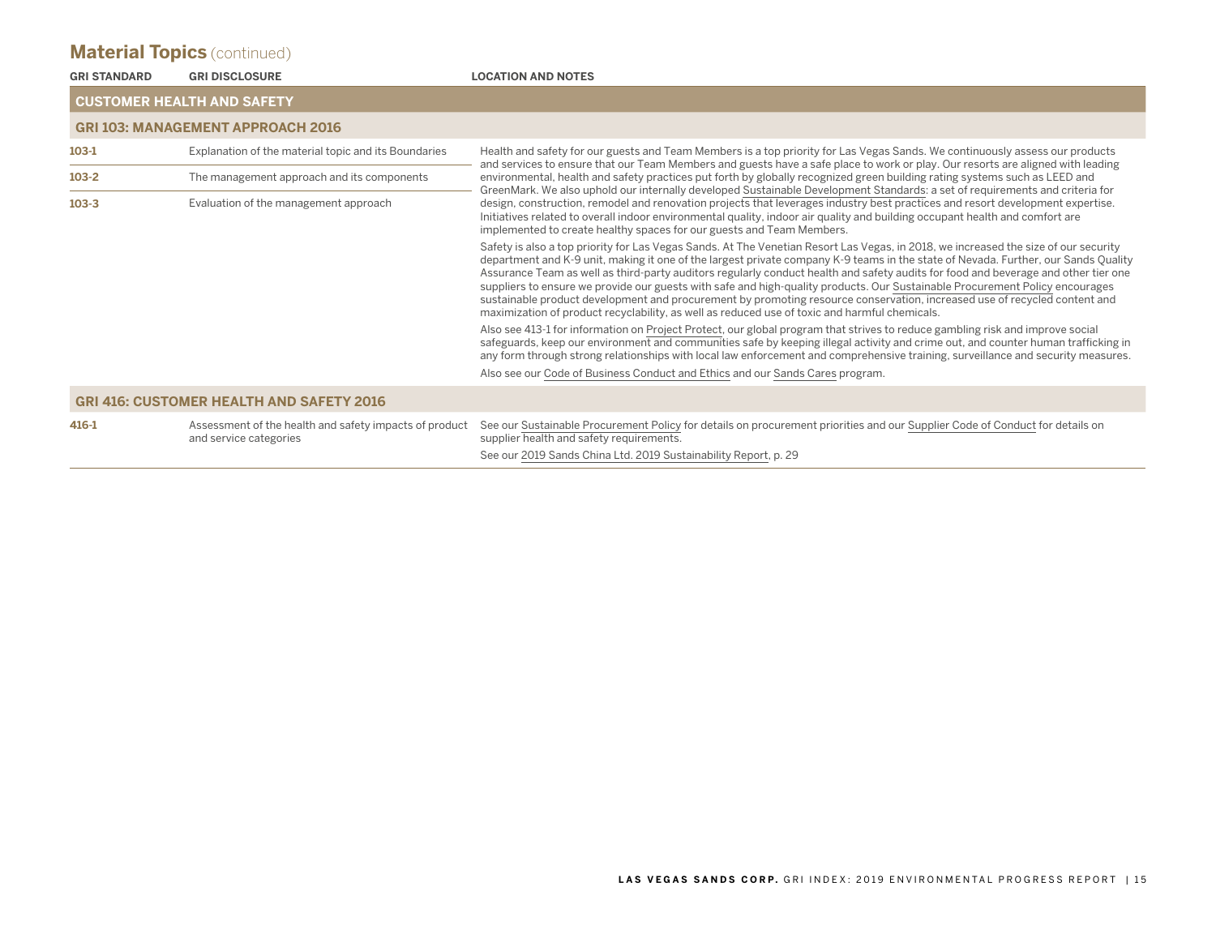## Material Topics (continued)

| GRI STANDARD | GRI DISCLOSURE | LOCATION AND NOTES |
|---|---|---|
| **CUSTOMER HEALTH AND SAFETY** | | |
| **GRI 103: MANAGEMENT APPROACH 2016** | | |
| 103-1 | Explanation of the material topic and its Boundaries | Health and safety for our guests and Team Members is a top priority for Las Vegas Sands. We continuously assess our products and services to ensure that our Team Members and guests have a safe place to work or play. Our resorts are aligned with leading environmental, health and safety practices put forth by globally recognized green building rating systems such as LEED and GreenMark. We also uphold our internally developed Sustainable Development Standards: a set of requirements and criteria for design, construction, remodel and renovation projects that leverages industry best practices and resort development expertise. Initiatives related to overall indoor environmental quality, indoor air quality and building occupant health and comfort are implemented to create healthy spaces for our guests and Team Members.<br><br>Safety is also a top priority for Las Vegas Sands. At The Venetian Resort Las Vegas, in 2018, we increased the size of our security department and K-9 unit, making it one of the largest private company K-9 teams in the state of Nevada. Further, our Sands Quality Assurance Team as well as third-party auditors regularly conduct health and safety audits for food and beverage and other tier one suppliers to ensure we provide our guests with safe and high-quality products. Our Sustainable Procurement Policy encourages sustainable product development and procurement by promoting resource conservation, increased use of recycled content and maximization of product recyclability, as well as reduced use of toxic and harmful chemicals.<br><br>Also see 413-1 for information on Project Protect, our global program that strives to reduce gambling risk and improve social safeguards, keep our environment and communities safe by keeping illegal activity and crime out, and counter human trafficking in any form through strong relationships with local law enforcement and comprehensive training, surveillance and security measures.<br><br>Also see our Code of Business Conduct and Ethics and our Sands Cares program. |
| 103-2 | The management approach and its components | |
| 103-3 | Evaluation of the management approach | |
| **GRI 416: CUSTOMER HEALTH AND SAFETY 2016** | | |
| 416-1 | Assessment of the health and safety impacts of product and service categories | See our Sustainable Procurement Policy for details on procurement priorities and our Supplier Code of Conduct for details on supplier health and safety requirements.<br><br>See our 2019 Sands China Ltd. 2019 Sustainability Report, p. 29 |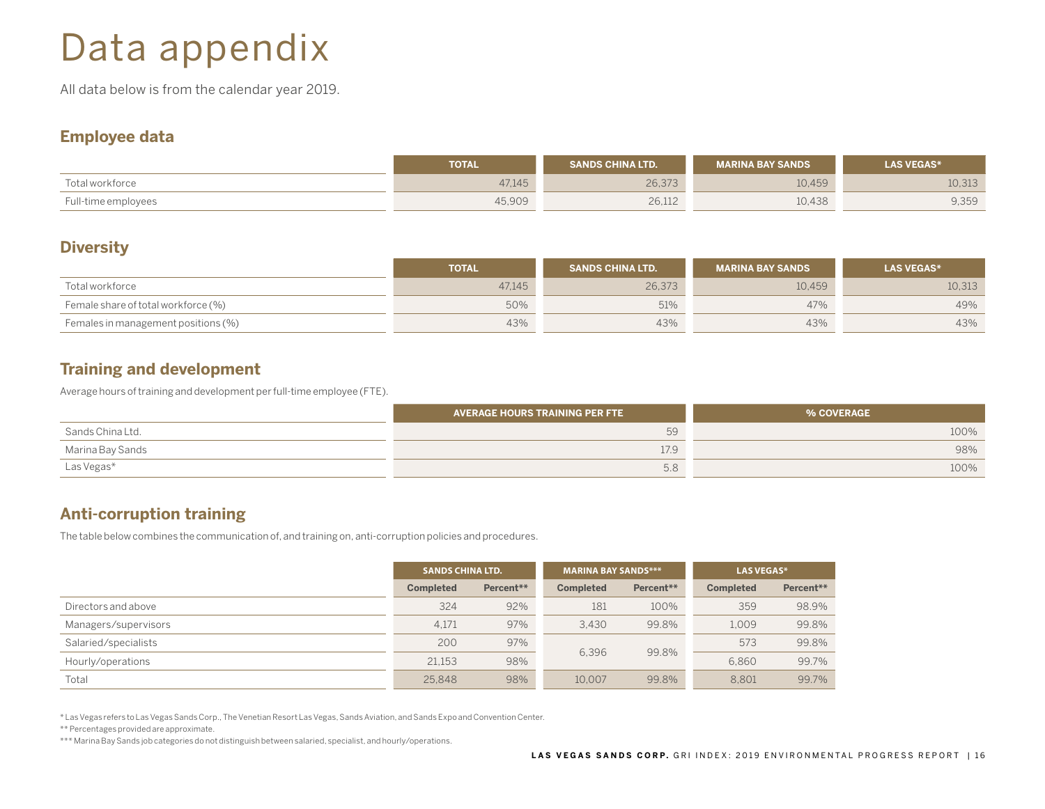# Data appendix

All data below is from the calendar year 2019.

## Employee data

| | TOTAL | SANDS CHINA LTD. | MARINA BAY SANDS | LAS VEGAS* |
|---|---|---|---|---|
| Total workforce | 47,145 | 26,373 | 10,459 | 10,313 |
| Full-time employees | 45,909 | 26,112 | 10,438 | 9,359 |

## Diversity

| | TOTAL | SANDS CHINA LTD. | MARINA BAY SANDS | LAS VEGAS* |
|---|---|---|---|---|
| Total workforce | 47,145 | 26,373 | 10,459 | 10,313 |
| Female share of total workforce (%) | 50% | 51% | 47% | 49% |
| Females in management positions (%) | 43% | 43% | 43% | 43% |

## Training and development

Average hours of training and development per full-time employee (FTE).

| | AVERAGE HOURS TRAINING PER FTE | % COVERAGE |
|---|---|---|
| Sands China Ltd. | 59 | 100% |
| Marina Bay Sands | 17.9 | 98% |
| Las Vegas* | 5.8 | 100% |

## Anti-corruption training

The table below combines the communication of, and training on, anti-corruption policies and procedures.

| | SANDS CHINA LTD. | | MARINA BAY SANDS*** | | LAS VEGAS* | |
|---|---|---|---|---|---|---|
| | Completed | Percent** | Completed | Percent** | Completed | Percent** |
| Directors and above | 324 | 92% | 181 | 100% | 359 | 98.9% |
| Managers/supervisors | 4,171 | 97% | 3,430 | 99.8% | 1,009 | 99.8% |
| Salaried/specialists | 200 | 97% | 6,396 | 99.8% | 573 | 99.8% |
| Hourly/operations | 21,153 | 98% | | | 6,860 | 99.7% |
| Total | 25,848 | 98% | 10,007 | 99.8% | 8,801 | 99.7% |

* Las Vegas refers to Las Vegas Sands Corp., The Venetian Resort Las Vegas, Sands Aviation, and Sands Expo and Convention Center.

** Percentages provided are approximate.

*** Marina Bay Sands job categories do not distinguish between salaried, specialist, and hourly/operations.